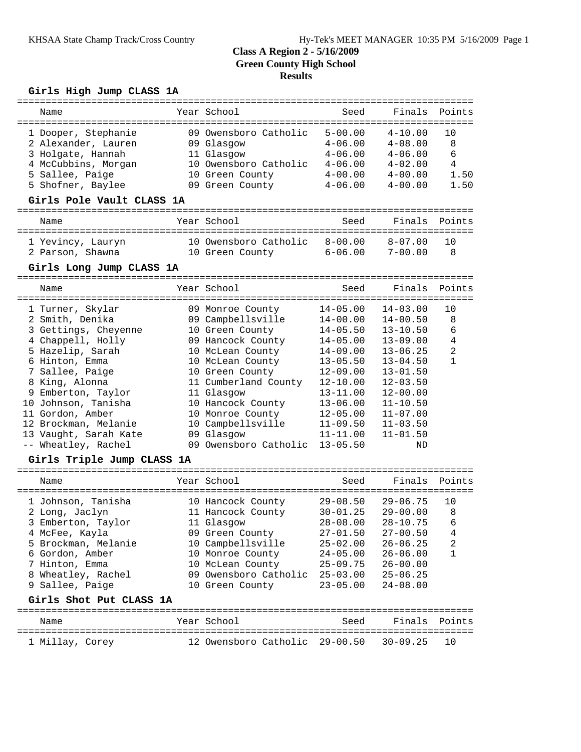# Class A Region 2 - 5/16/2009
## Green County High School
## Results

### Girls High Jump CLASS 1A

| | Name | Year | School | Seed | Finals | Points |
|---|---|---|---|---|---|---|
| 1 | Dooper, Stephanie | 09 | Owensboro Catholic | 5-00.00 | 4-10.00 | 10 |
| 2 | Alexander, Lauren | 09 | Glasgow | 4-06.00 | 4-08.00 | 8 |
| 3 | Holgate, Hannah | 11 | Glasgow | 4-06.00 | 4-06.00 | 6 |
| 4 | McCubbins, Morgan | 10 | Owensboro Catholic | 4-06.00 | 4-02.00 | 4 |
| 5 | Sallee, Paige | 10 | Green County | 4-00.00 | 4-00.00 | 1.50 |
| 5 | Shofner, Baylee | 09 | Green County | 4-06.00 | 4-00.00 | 1.50 |

### Girls Pole Vault CLASS 1A

| | Name | Year | School | Seed | Finals | Points |
|---|---|---|---|---|---|---|
| 1 | Yevincy, Lauryn | 10 | Owensboro Catholic | 8-00.00 | 8-07.00 | 10 |
| 2 | Parson, Shawna | 10 | Green County | 6-06.00 | 7-00.00 | 8 |

### Girls Long Jump CLASS 1A

| | Name | Year | School | Seed | Finals | Points |
|---|---|---|---|---|---|---|
| 1 | Turner, Skylar | 09 | Monroe County | 14-05.00 | 14-03.00 | 10 |
| 2 | Smith, Denika | 09 | Campbellsville | 14-00.00 | 14-00.50 | 8 |
| 3 | Gettings, Cheyenne | 10 | Green County | 14-05.50 | 13-10.50 | 6 |
| 4 | Chappell, Holly | 09 | Hancock County | 14-05.00 | 13-09.00 | 4 |
| 5 | Hazelip, Sarah | 10 | McLean County | 14-09.00 | 13-06.25 | 2 |
| 6 | Hinton, Emma | 10 | McLean County | 13-05.50 | 13-04.50 | 1 |
| 7 | Sallee, Paige | 10 | Green County | 12-09.00 | 13-01.50 | |
| 8 | King, Alonna | 11 | Cumberland County | 12-10.00 | 12-03.50 | |
| 9 | Emberton, Taylor | 11 | Glasgow | 13-11.00 | 12-00.00 | |
| 10 | Johnson, Tanisha | 10 | Hancock County | 13-06.00 | 11-10.50 | |
| 11 | Gordon, Amber | 10 | Monroe County | 12-05.00 | 11-07.00 | |
| 12 | Brockman, Melanie | 10 | Campbellsville | 11-09.50 | 11-03.50 | |
| 13 | Vaught, Sarah Kate | 09 | Glasgow | 11-11.00 | 11-01.50 | |
| -- | Wheatley, Rachel | 09 | Owensboro Catholic | 13-05.50 | ND | |

### Girls Triple Jump CLASS 1A

| | Name | Year | School | Seed | Finals | Points |
|---|---|---|---|---|---|---|
| 1 | Johnson, Tanisha | 10 | Hancock County | 29-08.50 | 29-06.75 | 10 |
| 2 | Long, Jaclyn | 11 | Hancock County | 30-01.25 | 29-00.00 | 8 |
| 3 | Emberton, Taylor | 11 | Glasgow | 28-08.00 | 28-10.75 | 6 |
| 4 | McFee, Kayla | 09 | Green County | 27-01.50 | 27-00.50 | 4 |
| 5 | Brockman, Melanie | 10 | Campbellsville | 25-02.00 | 26-06.25 | 2 |
| 6 | Gordon, Amber | 10 | Monroe County | 24-05.00 | 26-06.00 | 1 |
| 7 | Hinton, Emma | 10 | McLean County | 25-09.75 | 26-00.00 | |
| 8 | Wheatley, Rachel | 09 | Owensboro Catholic | 25-03.00 | 25-06.25 | |
| 9 | Sallee, Paige | 10 | Green County | 23-05.00 | 24-08.00 | |

### Girls Shot Put CLASS 1A

| | Name | Year | School | Seed | Finals | Points |
|---|---|---|---|---|---|---|
| 1 | Millay, Corey | 12 | Owensboro Catholic | 29-00.50 | 30-09.25 | 10 |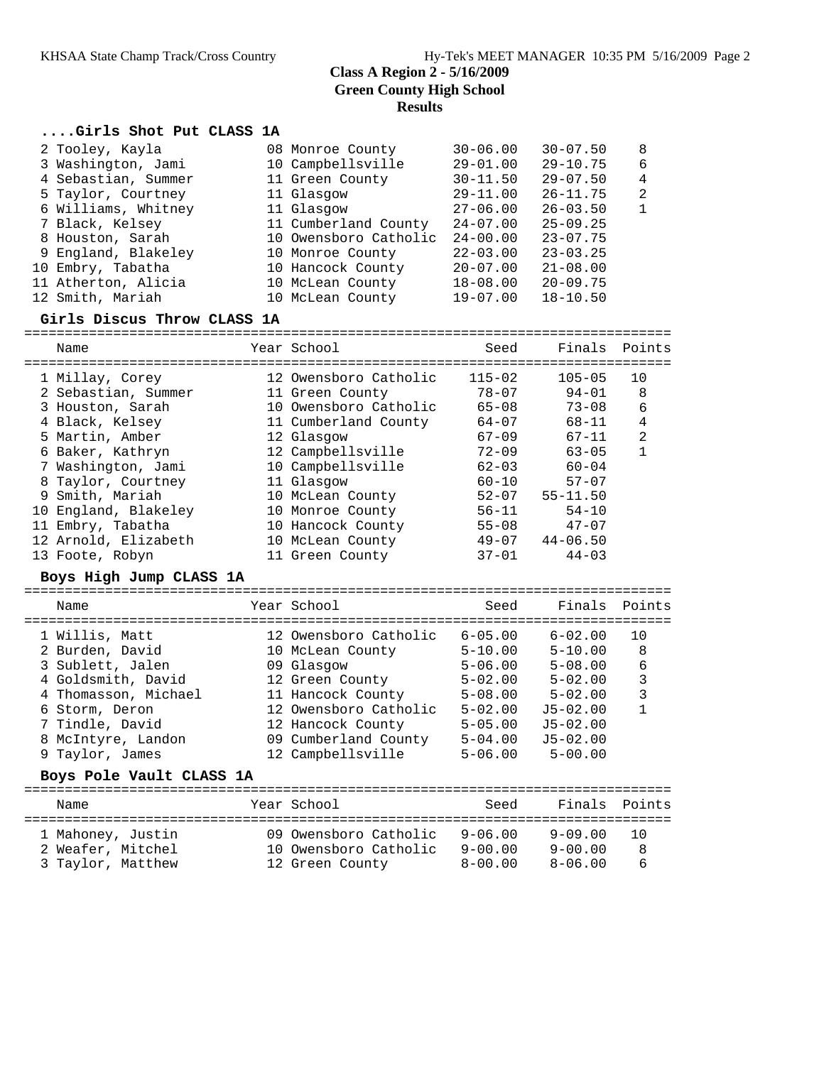## Class A Region 2 - 5/16/2009
## Green County High School
## Results

### ....Girls Shot Put CLASS 1A

| | Name | Year | School | Seed | Finals | Points |
|---|---|---|---|---|---|---|
| 2 | Tooley, Kayla | 08 | Monroe County | 30-06.00 | 30-07.50 | 8 |
| 3 | Washington, Jami | 10 | Campbellsville | 29-01.00 | 29-10.75 | 6 |
| 4 | Sebastian, Summer | 11 | Green County | 30-11.50 | 29-07.50 | 4 |
| 5 | Taylor, Courtney | 11 | Glasgow | 29-11.00 | 26-11.75 | 2 |
| 6 | Williams, Whitney | 11 | Glasgow | 27-06.00 | 26-03.50 | 1 |
| 7 | Black, Kelsey | 11 | Cumberland County | 24-07.00 | 25-09.25 | |
| 8 | Houston, Sarah | 10 | Owensboro Catholic | 24-00.00 | 23-07.75 | |
| 9 | England, Blakeley | 10 | Monroe County | 22-03.00 | 23-03.25 | |
| 10 | Embry, Tabatha | 10 | Hancock County | 20-07.00 | 21-08.00 | |
| 11 | Atherton, Alicia | 10 | McLean County | 18-08.00 | 20-09.75 | |
| 12 | Smith, Mariah | 10 | McLean County | 19-07.00 | 18-10.50 | |

### Girls Discus Throw CLASS 1A

| | Name | Year | School | Seed | Finals | Points |
|---|---|---|---|---|---|---|
| 1 | Millay, Corey | 12 | Owensboro Catholic | 115-02 | 105-05 | 10 |
| 2 | Sebastian, Summer | 11 | Green County | 78-07 | 94-01 | 8 |
| 3 | Houston, Sarah | 10 | Owensboro Catholic | 65-08 | 73-08 | 6 |
| 4 | Black, Kelsey | 11 | Cumberland County | 64-07 | 68-11 | 4 |
| 5 | Martin, Amber | 12 | Glasgow | 67-09 | 67-11 | 2 |
| 6 | Baker, Kathryn | 12 | Campbellsville | 72-09 | 63-05 | 1 |
| 7 | Washington, Jami | 10 | Campbellsville | 62-03 | 60-04 | |
| 8 | Taylor, Courtney | 11 | Glasgow | 60-10 | 57-07 | |
| 9 | Smith, Mariah | 10 | McLean County | 52-07 | 55-11.50 | |
| 10 | England, Blakeley | 10 | Monroe County | 56-11 | 54-10 | |
| 11 | Embry, Tabatha | 10 | Hancock County | 55-08 | 47-07 | |
| 12 | Arnold, Elizabeth | 10 | McLean County | 49-07 | 44-06.50 | |
| 13 | Foote, Robyn | 11 | Green County | 37-01 | 44-03 | |

### Boys High Jump CLASS 1A

| | Name | Year | School | Seed | Finals | Points |
|---|---|---|---|---|---|---|
| 1 | Willis, Matt | 12 | Owensboro Catholic | 6-05.00 | 6-02.00 | 10 |
| 2 | Burden, David | 10 | McLean County | 5-10.00 | 5-10.00 | 8 |
| 3 | Sublett, Jalen | 09 | Glasgow | 5-06.00 | 5-08.00 | 6 |
| 4 | Goldsmith, David | 12 | Green County | 5-02.00 | 5-02.00 | 3 |
| 4 | Thomasson, Michael | 11 | Hancock County | 5-08.00 | 5-02.00 | 3 |
| 6 | Storm, Deron | 12 | Owensboro Catholic | 5-02.00 | J5-02.00 | 1 |
| 7 | Tindle, David | 12 | Hancock County | 5-05.00 | J5-02.00 | |
| 8 | McIntyre, Landon | 09 | Cumberland County | 5-04.00 | J5-02.00 | |
| 9 | Taylor, James | 12 | Campbellsville | 5-06.00 | 5-00.00 | |

### Boys Pole Vault CLASS 1A

| | Name | Year | School | Seed | Finals | Points |
|---|---|---|---|---|---|---|
| 1 | Mahoney, Justin | 09 | Owensboro Catholic | 9-06.00 | 9-09.00 | 10 |
| 2 | Weafer, Mitchel | 10 | Owensboro Catholic | 9-00.00 | 9-00.00 | 8 |
| 3 | Taylor, Matthew | 12 | Green County | 8-00.00 | 8-06.00 | 6 |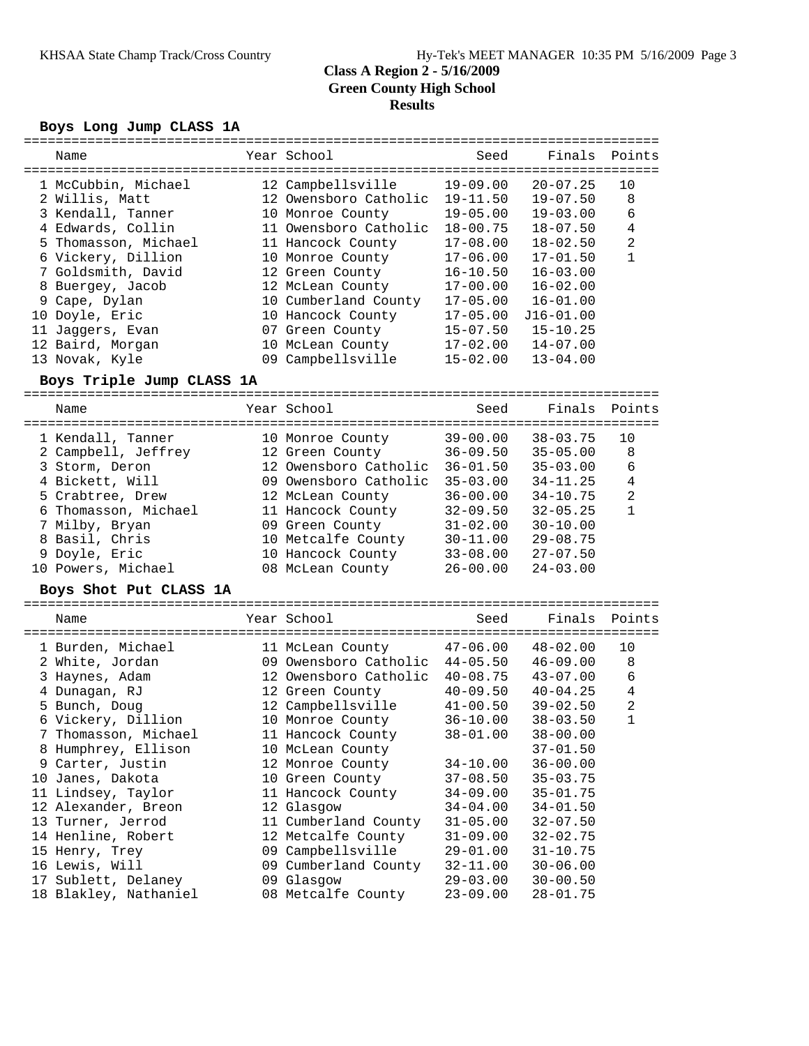# Class A Region 2 - 5/16/2009
## Green County High School
### Results

**Boys Long Jump CLASS 1A**

| | Name | Year | School | Seed | Finals | Points |
|---|---|---|---|---|---|---|
| 1 | McCubbin, Michael | 12 | Campbellsville | 19-09.00 | 20-07.25 | 10 |
| 2 | Willis, Matt | 12 | Owensboro Catholic | 19-11.50 | 19-07.50 | 8 |
| 3 | Kendall, Tanner | 10 | Monroe County | 19-05.00 | 19-03.00 | 6 |
| 4 | Edwards, Collin | 11 | Owensboro Catholic | 18-00.75 | 18-07.50 | 4 |
| 5 | Thomasson, Michael | 11 | Hancock County | 17-08.00 | 18-02.50 | 2 |
| 6 | Vickery, Dillion | 10 | Monroe County | 17-06.00 | 17-01.50 | 1 |
| 7 | Goldsmith, David | 12 | Green County | 16-10.50 | 16-03.00 | |
| 8 | Buergey, Jacob | 12 | McLean County | 17-00.00 | 16-02.00 | |
| 9 | Cape, Dylan | 10 | Cumberland County | 17-05.00 | 16-01.00 | |
| 10 | Doyle, Eric | 10 | Hancock County | 17-05.00 | J16-01.00 | |
| 11 | Jaggers, Evan | 07 | Green County | 15-07.50 | 15-10.25 | |
| 12 | Baird, Morgan | 10 | McLean County | 17-02.00 | 14-07.00 | |
| 13 | Novak, Kyle | 09 | Campbellsville | 15-02.00 | 13-04.00 | |

**Boys Triple Jump CLASS 1A**

| | Name | Year | School | Seed | Finals | Points |
|---|---|---|---|---|---|---|
| 1 | Kendall, Tanner | 10 | Monroe County | 39-00.00 | 38-03.75 | 10 |
| 2 | Campbell, Jeffrey | 12 | Green County | 36-09.50 | 35-05.00 | 8 |
| 3 | Storm, Deron | 12 | Owensboro Catholic | 36-01.50 | 35-03.00 | 6 |
| 4 | Bickett, Will | 09 | Owensboro Catholic | 35-03.00 | 34-11.25 | 4 |
| 5 | Crabtree, Drew | 12 | McLean County | 36-00.00 | 34-10.75 | 2 |
| 6 | Thomasson, Michael | 11 | Hancock County | 32-09.50 | 32-05.25 | 1 |
| 7 | Milby, Bryan | 09 | Green County | 31-02.00 | 30-10.00 | |
| 8 | Basil, Chris | 10 | Metcalfe County | 30-11.00 | 29-08.75 | |
| 9 | Doyle, Eric | 10 | Hancock County | 33-08.00 | 27-07.50 | |
| 10 | Powers, Michael | 08 | McLean County | 26-00.00 | 24-03.00 | |

**Boys Shot Put CLASS 1A**

| | Name | Year | School | Seed | Finals | Points |
|---|---|---|---|---|---|---|
| 1 | Burden, Michael | 11 | McLean County | 47-06.00 | 48-02.00 | 10 |
| 2 | White, Jordan | 09 | Owensboro Catholic | 44-05.50 | 46-09.00 | 8 |
| 3 | Haynes, Adam | 12 | Owensboro Catholic | 40-08.75 | 43-07.00 | 6 |
| 4 | Dunagan, RJ | 12 | Green County | 40-09.50 | 40-04.25 | 4 |
| 5 | Bunch, Doug | 12 | Campbellsville | 41-00.50 | 39-02.50 | 2 |
| 6 | Vickery, Dillion | 10 | Monroe County | 36-10.00 | 38-03.50 | 1 |
| 7 | Thomasson, Michael | 11 | Hancock County | 38-01.00 | 38-00.00 | |
| 8 | Humphrey, Ellison | 10 | McLean County | | 37-01.50 | |
| 9 | Carter, Justin | 12 | Monroe County | 34-10.00 | 36-00.00 | |
| 10 | Janes, Dakota | 10 | Green County | 37-08.50 | 35-03.75 | |
| 11 | Lindsey, Taylor | 11 | Hancock County | 34-09.00 | 35-01.75 | |
| 12 | Alexander, Breon | 12 | Glasgow | 34-04.00 | 34-01.50 | |
| 13 | Turner, Jerrod | 11 | Cumberland County | 31-05.00 | 32-07.50 | |
| 14 | Henline, Robert | 12 | Metcalfe County | 31-09.00 | 32-02.75 | |
| 15 | Henry, Trey | 09 | Campbellsville | 29-01.00 | 31-10.75 | |
| 16 | Lewis, Will | 09 | Cumberland County | 32-11.00 | 30-06.00 | |
| 17 | Sublett, Delaney | 09 | Glasgow | 29-03.00 | 30-00.50 | |
| 18 | Blakley, Nathaniel | 08 | Metcalfe County | 23-09.00 | 28-01.75 | |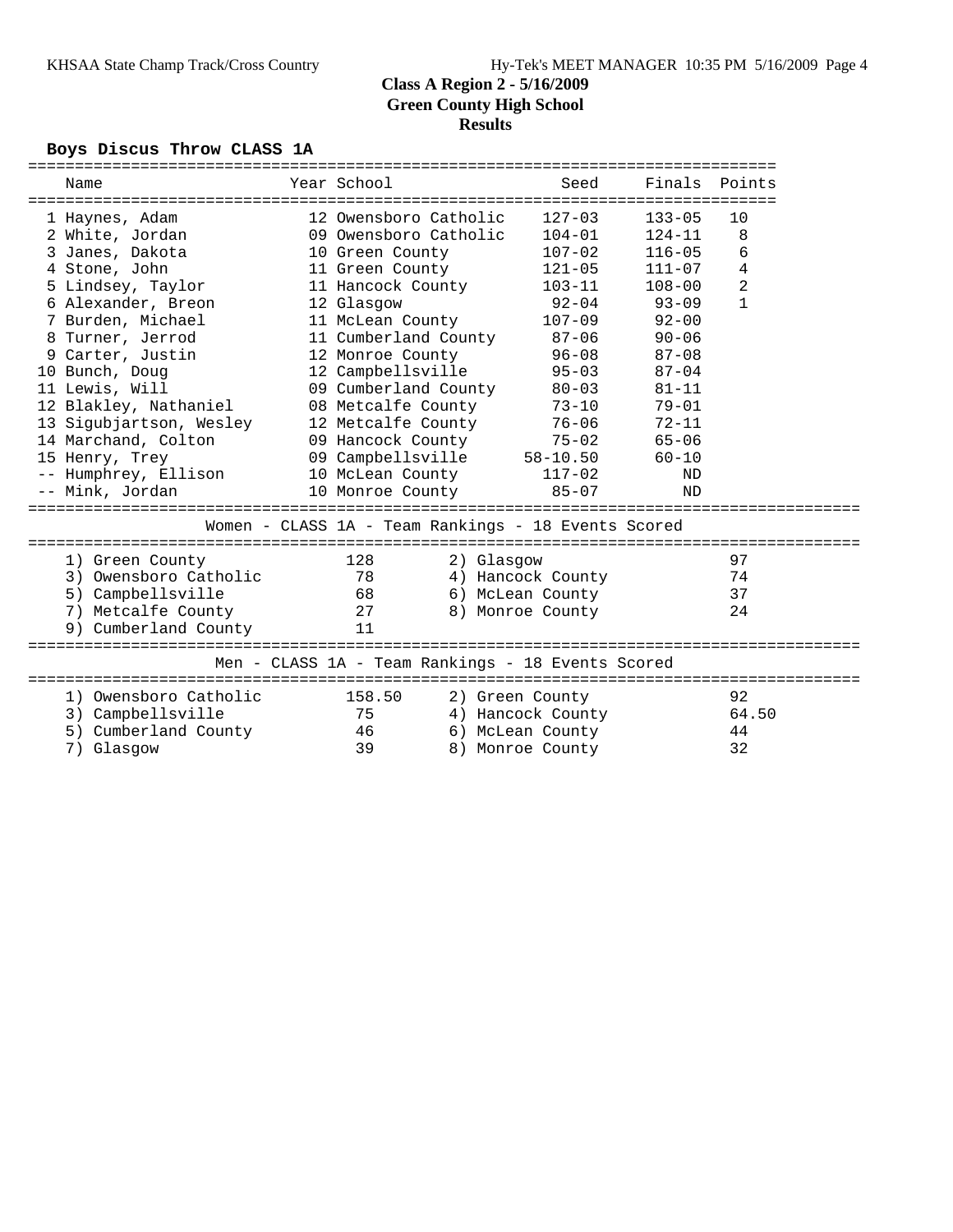**Class A Region 2 - 5/16/2009**
**Green County High School**
**Results**

### Boys Discus Throw CLASS 1A

| | Name | Year | School | Seed | Finals | Points |
|---|---|---|---|---|---|---|
| 1 | Haynes, Adam | 12 | Owensboro Catholic | 127-03 | 133-05 | 10 |
| 2 | White, Jordan | 09 | Owensboro Catholic | 104-01 | 124-11 | 8 |
| 3 | Janes, Dakota | 10 | Green County | 107-02 | 116-05 | 6 |
| 4 | Stone, John | 11 | Green County | 121-05 | 111-07 | 4 |
| 5 | Lindsey, Taylor | 11 | Hancock County | 103-11 | 108-00 | 2 |
| 6 | Alexander, Breon | 12 | Glasgow | 92-04 | 93-09 | 1 |
| 7 | Burden, Michael | 11 | McLean County | 107-09 | 92-00 | |
| 8 | Turner, Jerrod | 11 | Cumberland County | 87-06 | 90-06 | |
| 9 | Carter, Justin | 12 | Monroe County | 96-08 | 87-08 | |
| 10 | Bunch, Doug | 12 | Campbellsville | 95-03 | 87-04 | |
| 11 | Lewis, Will | 09 | Cumberland County | 80-03 | 81-11 | |
| 12 | Blakley, Nathaniel | 08 | Metcalfe County | 73-10 | 79-01 | |
| 13 | Sigubjartson, Wesley | 12 | Metcalfe County | 76-06 | 72-11 | |
| 14 | Marchand, Colton | 09 | Hancock County | 75-02 | 65-06 | |
| 15 | Henry, Trey | 09 | Campbellsville | 58-10.50 | 60-10 | |
| -- | Humphrey, Ellison | 10 | McLean County | 117-02 | ND | |
| -- | Mink, Jordan | 10 | Monroe County | 85-07 | ND | |

### Women - CLASS 1A - Team Rankings - 18 Events Scored

| Place | Team | Points | Place | Team | Points |
|---|---|---|---|---|---|
| 1) | Green County | 128 | 2) | Glasgow | 97 |
| 3) | Owensboro Catholic | 78 | 4) | Hancock County | 74 |
| 5) | Campbellsville | 68 | 6) | McLean County | 37 |
| 7) | Metcalfe County | 27 | 8) | Monroe County | 24 |
| 9) | Cumberland County | 11 | | | |

### Men - CLASS 1A - Team Rankings - 18 Events Scored

| Place | Team | Points | Place | Team | Points |
|---|---|---|---|---|---|
| 1) | Owensboro Catholic | 158.50 | 2) | Green County | 92 |
| 3) | Campbellsville | 75 | 4) | Hancock County | 64.50 |
| 5) | Cumberland County | 46 | 6) | McLean County | 44 |
| 7) | Glasgow | 39 | 8) | Monroe County | 32 |